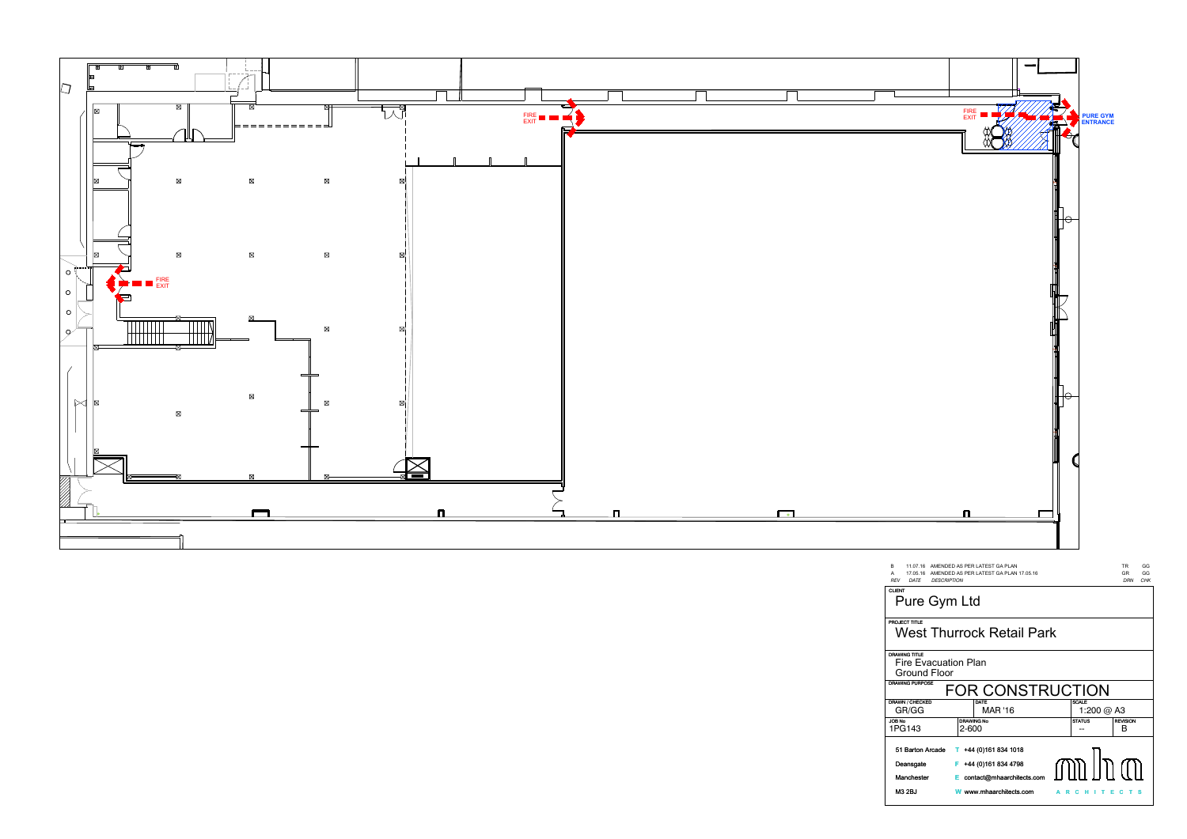FIRE EXIT

FIRE EXIT

FIRE EXIT

PURE GYM ENTRANCE

| REV | DATE | DESCRIPTION | DRN | CHK |
| --- | --- | --- | --- | --- |
| B | 11.07.16 | AMENDED AS PER LATEST GA PLAN | TR | GG |
| A | 17.05.16 | AMENDED AS PER LATEST GA PLAN 17.05.16 | GR | GG |

**CLIENT**
Pure Gym Ltd

**PROJECT TITLE**
West Thurrock Retail Park

**DRAWING TITLE**
Fire Evacuation Plan
Ground Floor

**DRAWING PURPOSE**
FOR CONSTRUCTION

| DRAWN / CHECKED | DATE | SCALE | |
| --- | --- | --- | --- |
| GR/GG | MAR '16 | 1:200 @ A3 | |
| **JOB No** | **DRAWING No** | **STATUS** | **REVISION** |
| 1PG143 | 2-600 | -- | B |

51 Barton Arcade
Deansgate
Manchester
M3 2BJ

T +44 (0)161 834 1018
F +44 (0)161 834 4798
E contact@mhaarchitects.com
W www.mhaarchitects.com

mha ARCHITECTS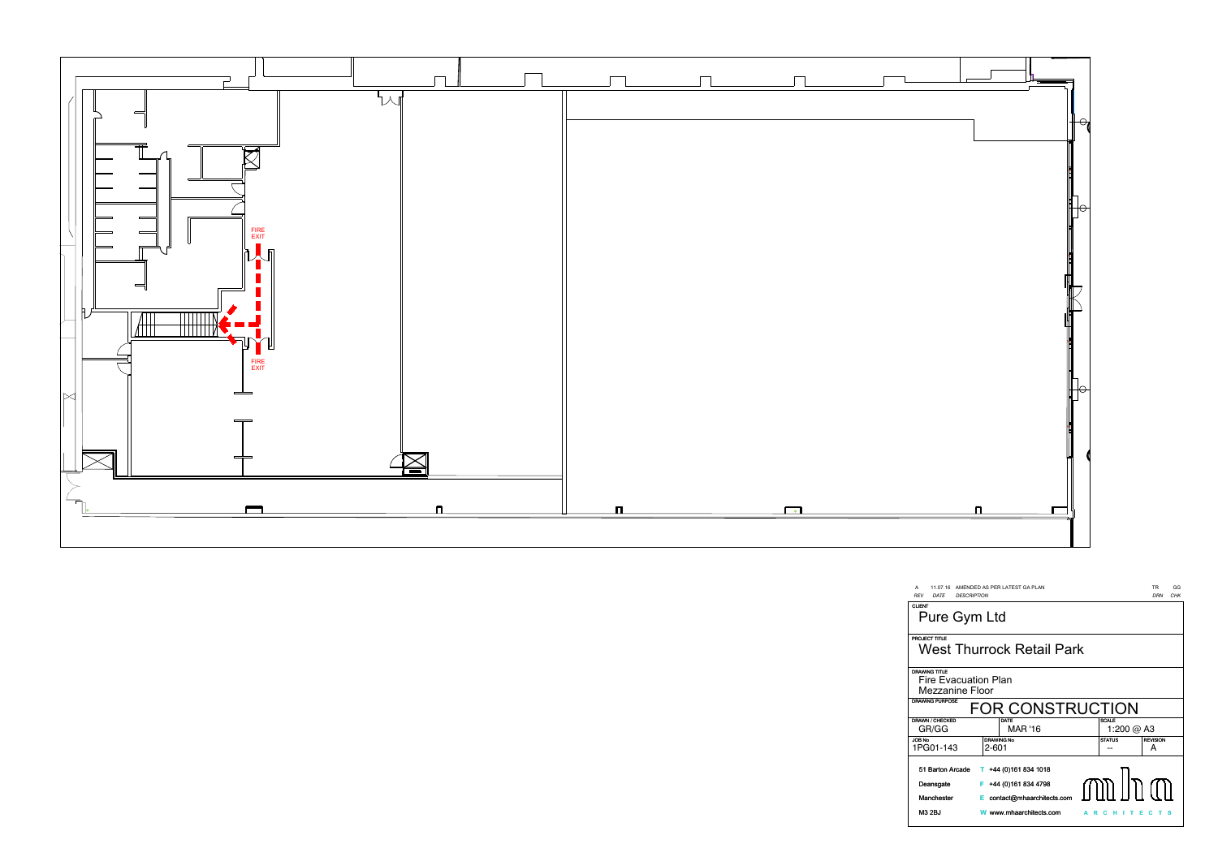FIRE EXIT

FIRE EXIT

| REV | DATE | DESCRIPTION | DRN | CHK |
| --- | --- | --- | --- | --- |
| A | 11.07.16 | AMENDED AS PER LATEST GA PLAN | TR | GG |

**CLIENT**
Pure Gym Ltd

**PROJECT TITLE**
West Thurrock Retail Park

**DRAWING TITLE**
Fire Evacuation Plan
Mezzanine Floor

**DRAWING PURPOSE**
FOR CONSTRUCTION

| DRAWN / CHECKED | DATE | SCALE | |
| --- | --- | --- | --- |
| GR/GG | MAR '16 | 1:200 @ A3 | |
| **JOB No** | **DRAWING No** | **STATUS** | **REVISION** |
| 1PG01-143 | 2-601 | -- | A |

51 Barton Arcade
Deansgate
Manchester
M3 2BJ

T +44 (0)161 834 1018
F +44 (0)161 834 4798
E contact@mhaarchitects.com
W www.mhaarchitects.com

mha
ARCHITECTS